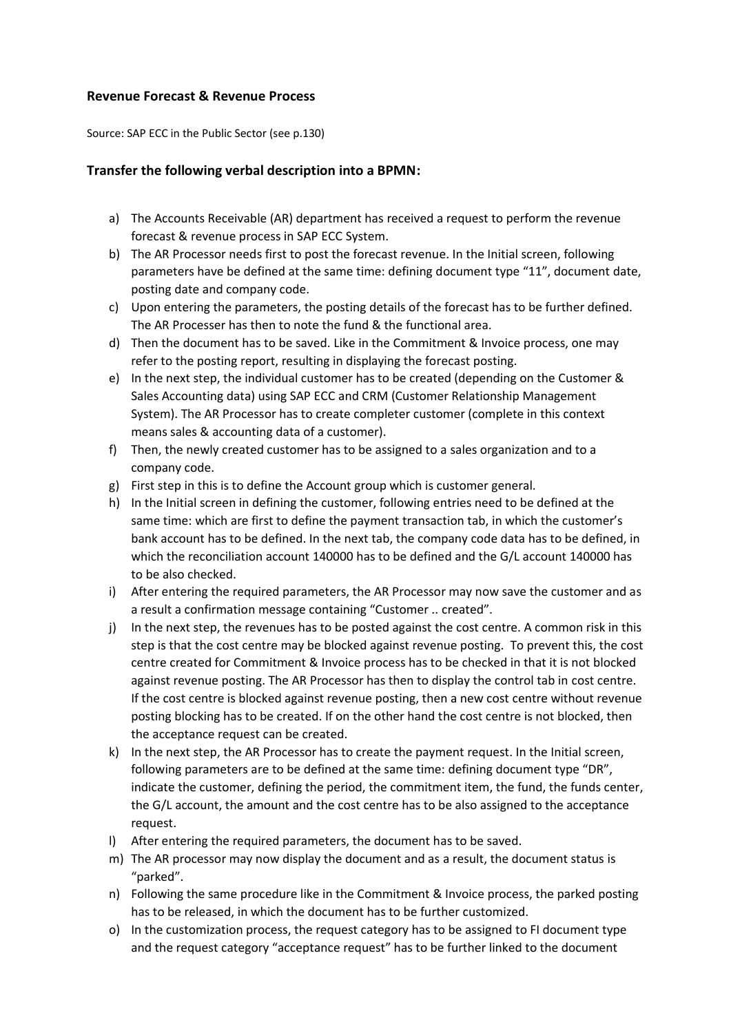### Revenue Forecast & Revenue Process

Source: SAP ECC in the Public Sector (see p.130)

### Transfer the following verbal description into a BPMN:

a) The Accounts Receivable (AR) department has received a request to perform the revenue forecast & revenue process in SAP ECC System.

b) The AR Processor needs first to post the forecast revenue. In the Initial screen, following parameters have be defined at the same time: defining document type "11", document date, posting date and company code.

c) Upon entering the parameters, the posting details of the forecast has to be further defined. The AR Processer has then to note the fund & the functional area.

d) Then the document has to be saved. Like in the Commitment & Invoice process, one may refer to the posting report, resulting in displaying the forecast posting.

e) In the next step, the individual customer has to be created (depending on the Customer & Sales Accounting data) using SAP ECC and CRM (Customer Relationship Management System). The AR Processor has to create completer customer (complete in this context means sales & accounting data of a customer).

f) Then, the newly created customer has to be assigned to a sales organization and to a company code.

g) First step in this is to define the Account group which is customer general.

h) In the Initial screen in defining the customer, following entries need to be defined at the same time: which are first to define the payment transaction tab, in which the customer's bank account has to be defined. In the next tab, the company code data has to be defined, in which the reconciliation account 140000 has to be defined and the G/L account 140000 has to be also checked.

i) After entering the required parameters, the AR Processor may now save the customer and as a result a confirmation message containing "Customer .. created".

j) In the next step, the revenues has to be posted against the cost centre. A common risk in this step is that the cost centre may be blocked against revenue posting. To prevent this, the cost centre created for Commitment & Invoice process has to be checked in that it is not blocked against revenue posting. The AR Processor has then to display the control tab in cost centre. If the cost centre is blocked against revenue posting, then a new cost centre without revenue posting blocking has to be created. If on the other hand the cost centre is not blocked, then the acceptance request can be created.

k) In the next step, the AR Processor has to create the payment request. In the Initial screen, following parameters are to be defined at the same time: defining document type "DR", indicate the customer, defining the period, the commitment item, the fund, the funds center, the G/L account, the amount and the cost centre has to be also assigned to the acceptance request.

l) After entering the required parameters, the document has to be saved.

m) The AR processor may now display the document and as a result, the document status is "parked".

n) Following the same procedure like in the Commitment & Invoice process, the parked posting has to be released, in which the document has to be further customized.

o) In the customization process, the request category has to be assigned to FI document type and the request category "acceptance request" has to be further linked to the document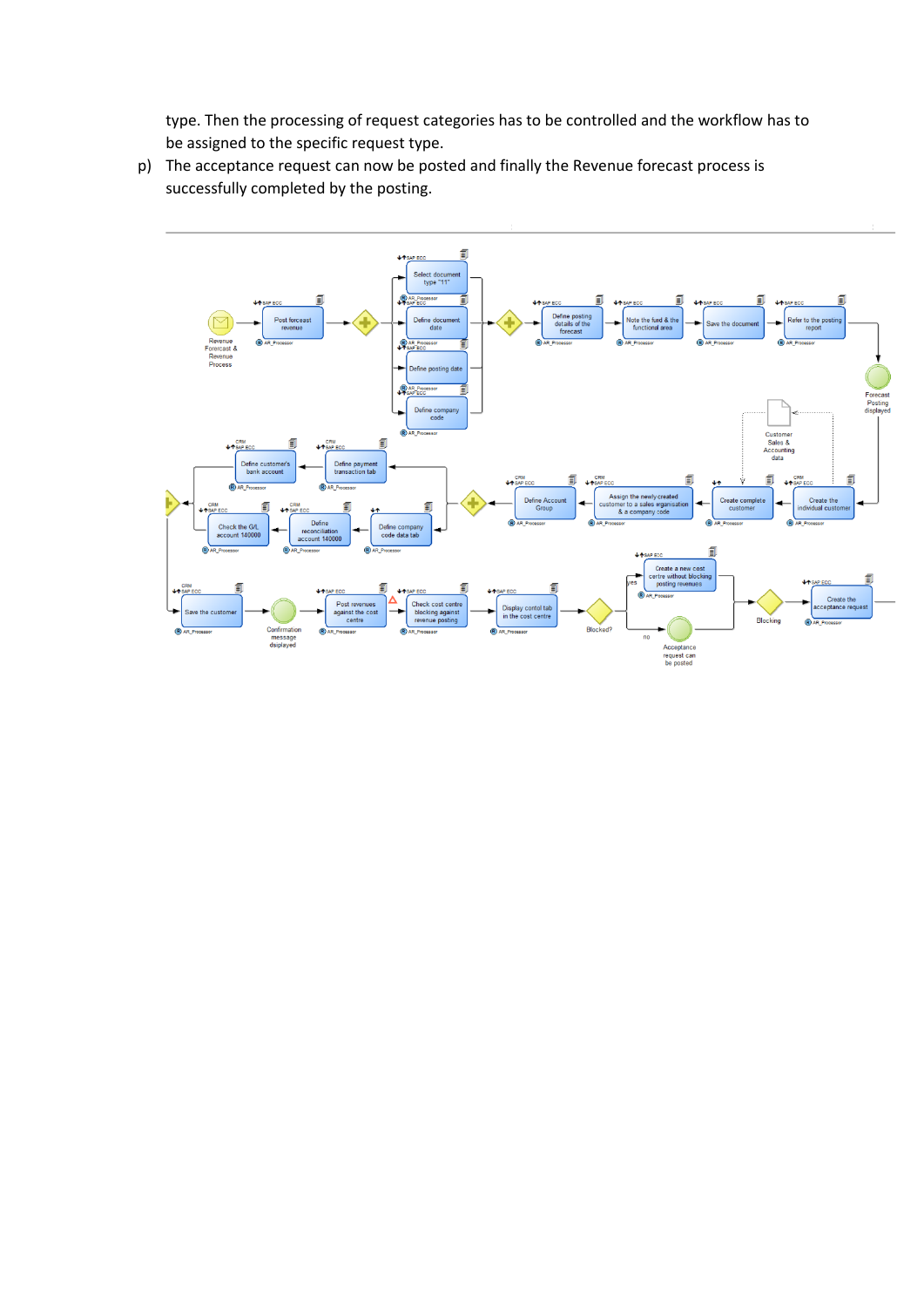type. Then the processing of request categories has to be controlled and the workflow has to be assigned to the specific request type.

p) The acceptance request can now be posted and finally the Revenue forecast process is successfully completed by the posting.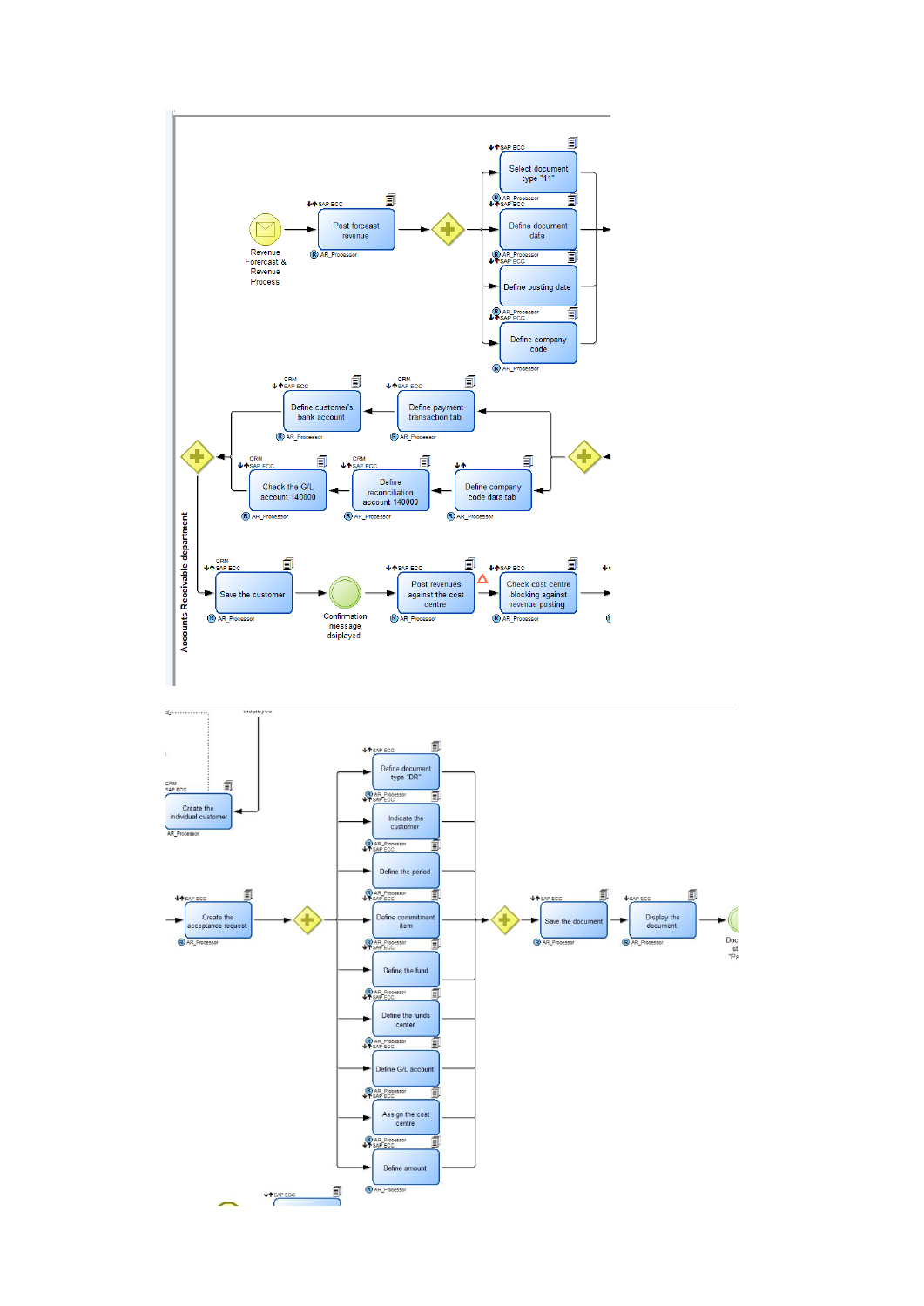Accounts Receivable department

Revenue Forecast & Revenue Process

SAP ECC
Post forcast revenue
AR_Processor

SAP ECC
Select document type "11"
AR_Processor

SAP ECC
Define document date
AR_Processor

SAP ECC
Define posting date
AR_Processor

SAP ECC
Define company code
AR_Processor

CRM
SAP ECC
Define customer's bank account
AR_Processor

CRM
SAP ECC
Define payment transaction tab
AR_Processor

CRM
SAP ECC
Check the G/L account 140000
AR_Processor

CRM
SAP ECC
Define reconciliation account 140000
AR_Processor

Define company code data tab
AR_Processor

CRM
SAP ECC
Save the customer
AR_Processor

Confirmation message dsiplayed

SAP ECC
Post revenues against the cost centre
AR_Processor

SAP ECC
Check cost centre blocking against revenue posting
AR_Processor

CRM
SAP ECC
Create the individual customer
AR_Processor

SAP ECC
Create the acceptance request
AR_Processor

SAP ECC
Define document type "DR"
AR_Processor

SAP ECC
Indicate the customer
AR_Processor

SAP ECC
Define the period
AR_Processor

SAP ECC
Define commitment item
AR_Processor

SAP ECC
Define the fund
AR_Processor

SAP ECC
Define the funds center
AR_Processor

SAP ECC
Define G/L account
AR_Processor

SAP ECC
Assign the cost centre
AR_Processor

SAP ECC
Define amount
AR_Processor

SAP ECC
Save the document
AR_Processor

SAP ECC
Display the document
AR_Processor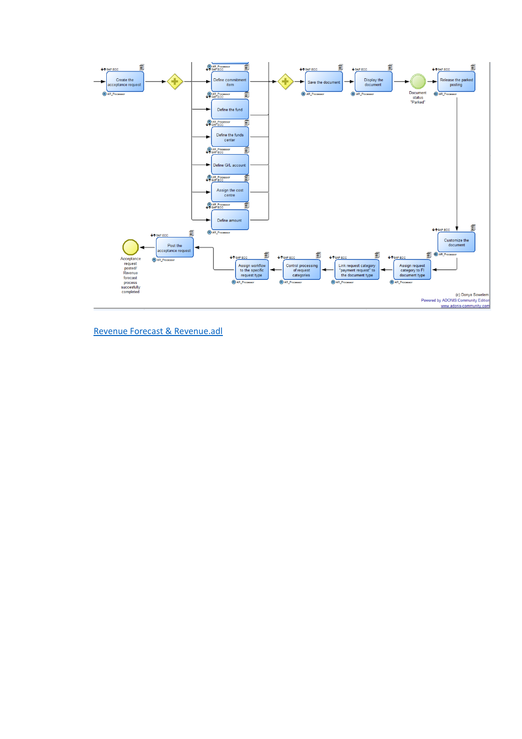Create the acceptance request

Define commitment item

Define the fund

Define the funds center

Define G/L account

Assign the cost centre

Define amount

Save the document

Display the document

Document status "Parked"

Release the parked posting

Customize the document

Assign request category to FI document type

Link request category "payment request" to the document type

Control processing of request categories

Assign workflow to the specific request type

Post the acceptance request

Acceptance request posted/ Revenue forecast process succesfully completed

SAP ECC

AR_Processor

(c) Donya Sowelem
Powered by ADONIS:Community Edition
www.adonis-community.com

[Revenue Forecast & Revenue.adl]